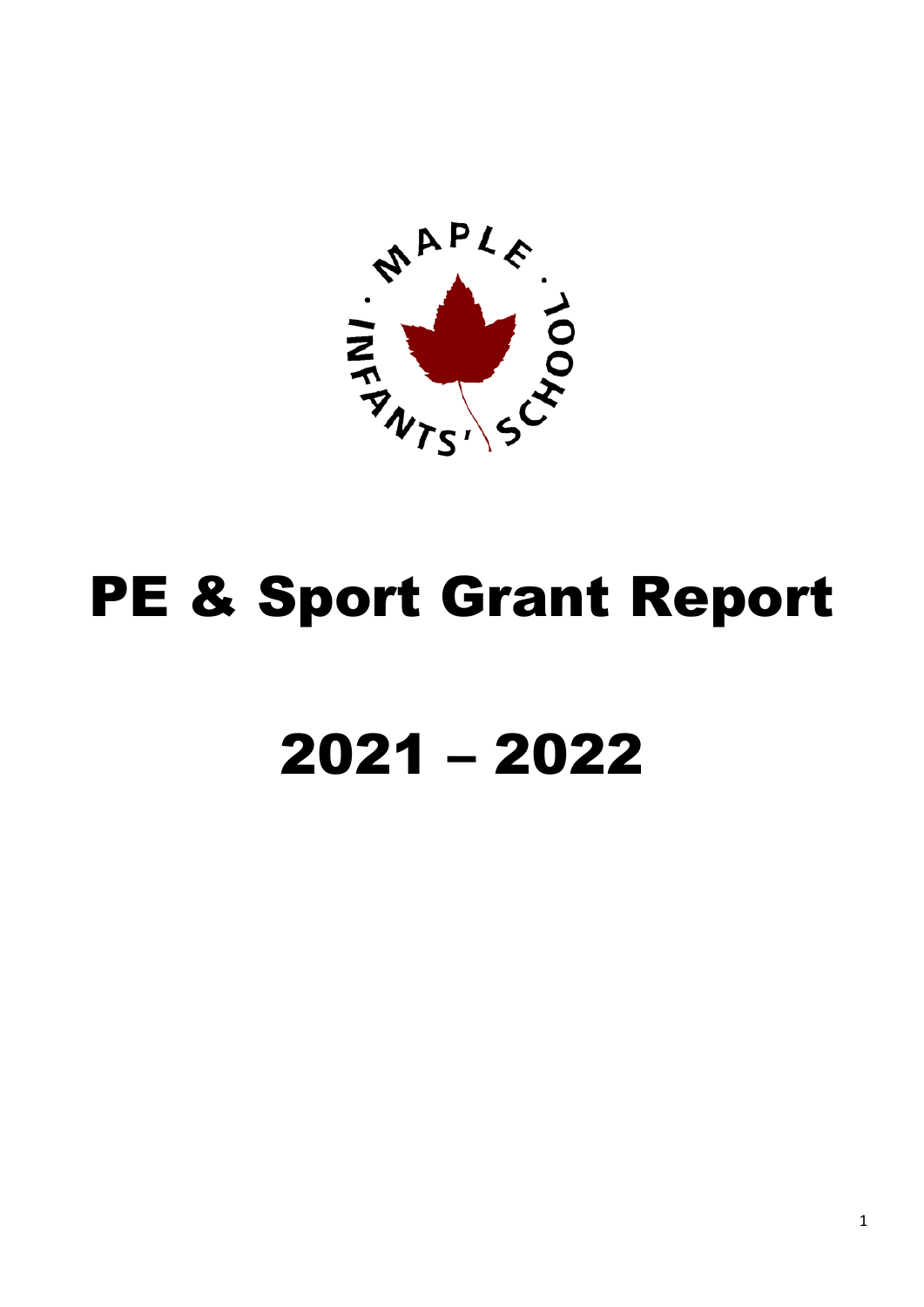# PE & Sport Grant Report

# 2021 – 2022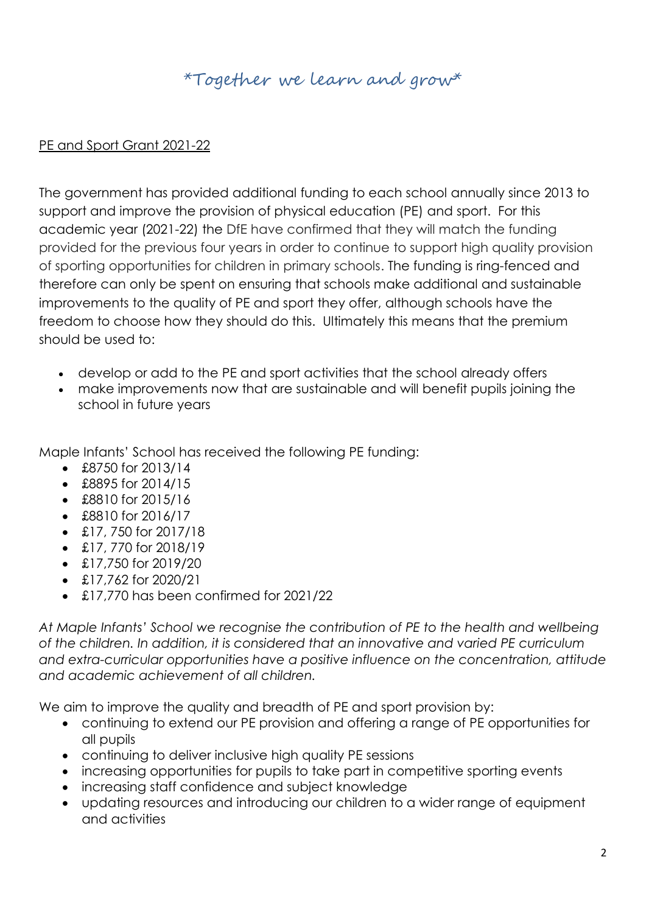# *Together we learn and grow*

## PE and Sport Grant 2021-22

The government has provided additional funding to each school annually since 2013 to support and improve the provision of physical education (PE) and sport. For this academic year (2021-22) the DfE have confirmed that they will match the funding provided for the previous four years in order to continue to support high quality provision of sporting opportunities for children in primary schools. The funding is ring-fenced and therefore can only be spent on ensuring that schools make additional and sustainable improvements to the quality of PE and sport they offer, although schools have the freedom to choose how they should do this. Ultimately this means that the premium should be used to:

- develop or add to the PE and sport activities that the school already offers
- make improvements now that are sustainable and will benefit pupils joining the school in future years

Maple Infants' School has received the following PE funding:

- £8750 for 2013/14
- £8895 for 2014/15
- £8810 for 2015/16
- £8810 for 2016/17
- £17, 750 for 2017/18
- £17, 770 for 2018/19
- £17,750 for 2019/20
- £17,762 for 2020/21
- £17,770 has been confirmed for 2021/22

*At Maple Infants' School we recognise the contribution of PE to the health and wellbeing of the children. In addition, it is considered that an innovative and varied PE curriculum and extra-curricular opportunities have a positive influence on the concentration, attitude and academic achievement of all children.*

We aim to improve the quality and breadth of PE and sport provision by:

- continuing to extend our PE provision and offering a range of PE opportunities for all pupils
- continuing to deliver inclusive high quality PE sessions
- increasing opportunities for pupils to take part in competitive sporting events
- increasing staff confidence and subject knowledge
- updating resources and introducing our children to a wider range of equipment and activities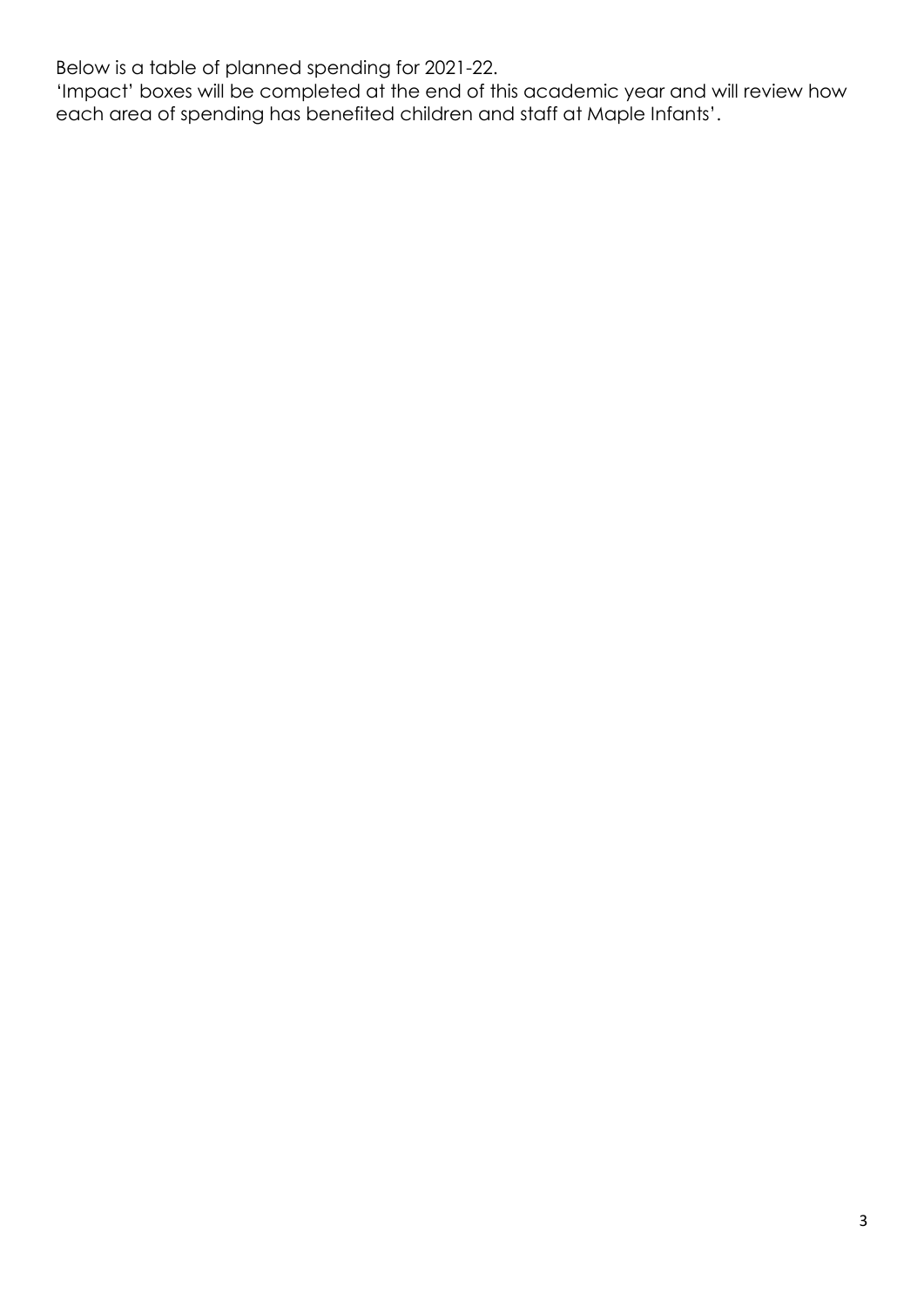Below is a table of planned spending for 2021-22.
'Impact' boxes will be completed at the end of this academic year and will review how each area of spending has benefited children and staff at Maple Infants'.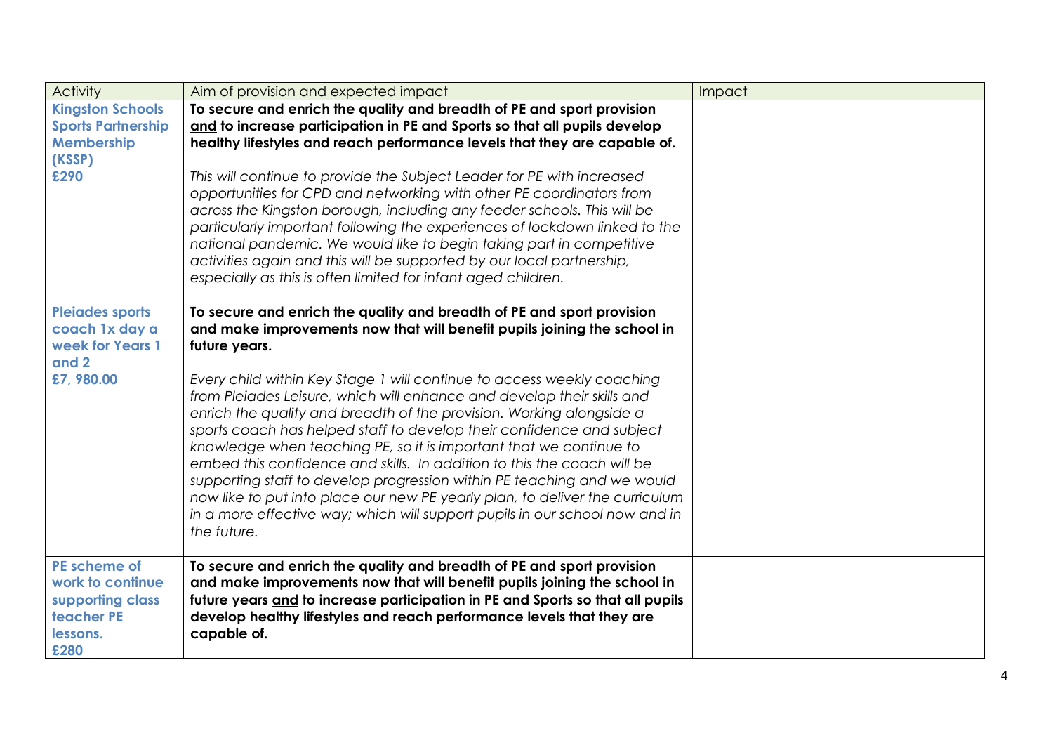| Activity | Aim of provision and expected impact | Impact |
|---|---|---|
| **Kingston Schools Sports Partnership Membership (KSSP)**<br>**£290** | **To secure and enrich the quality and breadth of PE and sport provision <u>and</u> to increase participation in PE and Sports so that all pupils develop healthy lifestyles and reach performance levels that they are capable of.**<br><br>*This will continue to provide the Subject Leader for PE with increased opportunities for CPD and networking with other PE coordinators from across the Kingston borough, including any feeder schools. This will be particularly important following the experiences of lockdown linked to the national pandemic. We would like to begin taking part in competitive activities again and this will be supported by our local partnership, especially as this is often limited for infant aged children.* | |
| **Pleiades sports coach 1x day a week for Years 1 and 2**<br>**£7, 980.00** | **To secure and enrich the quality and breadth of PE and sport provision and make improvements now that will benefit pupils joining the school in future years.**<br><br>*Every child within Key Stage 1 will continue to access weekly coaching from Pleiades Leisure, which will enhance and develop their skills and enrich the quality and breadth of the provision. Working alongside a sports coach has helped staff to develop their confidence and subject knowledge when teaching PE, so it is important that we continue to embed this confidence and skills. In addition to this the coach will be supporting staff to develop progression within PE teaching and we would now like to put into place our new PE yearly plan, to deliver the curriculum in a more effective way; which will support pupils in our school now and in the future.* | |
| **PE scheme of work to continue supporting class teacher PE lessons.**<br>**£280** | **To secure and enrich the quality and breadth of PE and sport provision and make improvements now that will benefit pupils joining the school in future years <u>and</u> to increase participation in PE and Sports so that all pupils develop healthy lifestyles and reach performance levels that they are capable of.** | |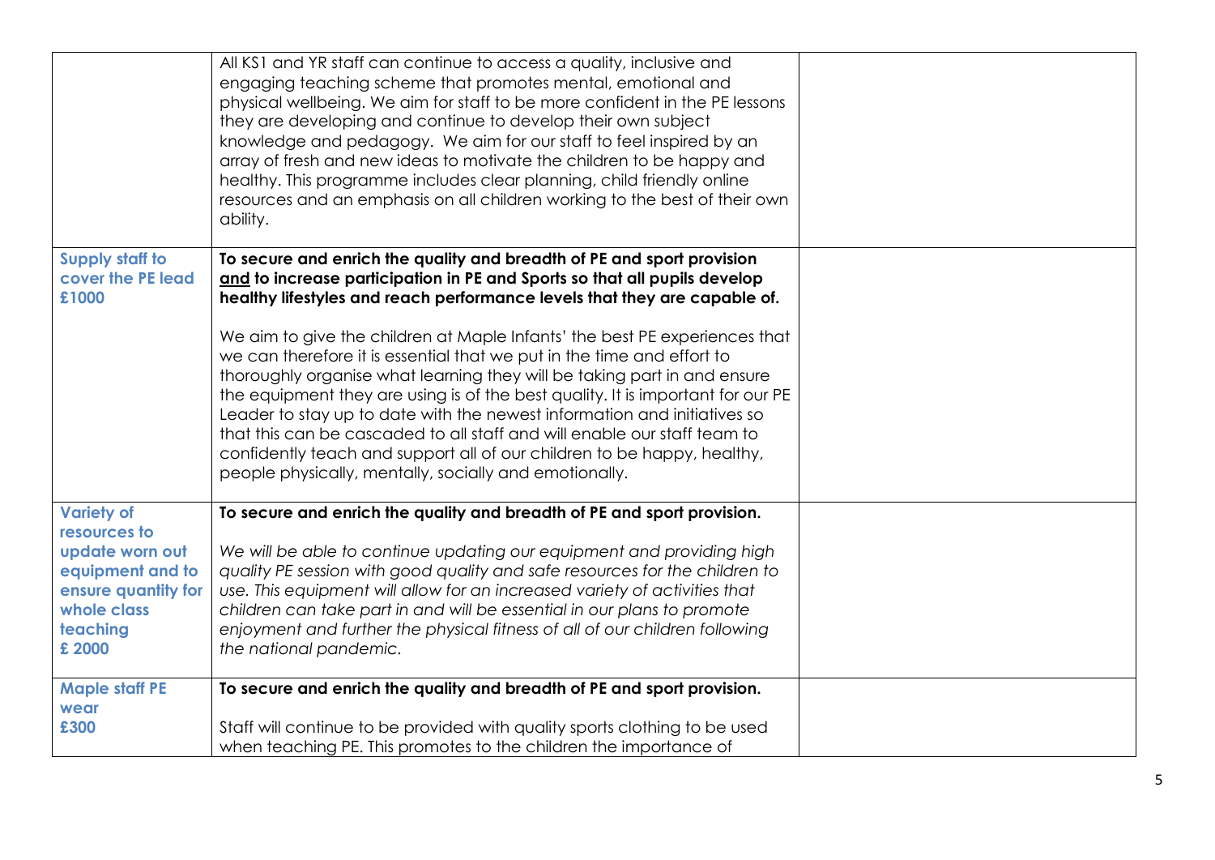| | | |
|---|---|---|
| | All KS1 and YR staff can continue to access a quality, inclusive and engaging teaching scheme that promotes mental, emotional and physical wellbeing. We aim for staff to be more confident in the PE lessons they are developing and continue to develop their own subject knowledge and pedagogy. We aim for our staff to feel inspired by an array of fresh and new ideas to motivate the children to be happy and healthy. This programme includes clear planning, child friendly online resources and an emphasis on all children working to the best of their own ability. | |
| **Supply staff to cover the PE lead £1000** | **To secure and enrich the quality and breadth of PE and sport provision <u>and</u> to increase participation in PE and Sports so that all pupils develop healthy lifestyles and reach performance levels that they are capable of.**<br><br>We aim to give the children at Maple Infants' the best PE experiences that we can therefore it is essential that we put in the time and effort to thoroughly organise what learning they will be taking part in and ensure the equipment they are using is of the best quality. It is important for our PE Leader to stay up to date with the newest information and initiatives so that this can be cascaded to all staff and will enable our staff team to confidently teach and support all of our children to be happy, healthy, people physically, mentally, socially and emotionally. | |
| **Variety of resources to update worn out equipment and to ensure quantity for whole class teaching £ 2000** | **To secure and enrich the quality and breadth of PE and sport provision.**<br><br>*We will be able to continue updating our equipment and providing high quality PE session with good quality and safe resources for the children to use. This equipment will allow for an increased variety of activities that children can take part in and will be essential in our plans to promote enjoyment and further the physical fitness of all of our children following the national pandemic.* | |
| **Maple staff PE wear £300** | **To secure and enrich the quality and breadth of PE and sport provision.**<br><br>Staff will continue to be provided with quality sports clothing to be used when teaching PE. This promotes to the children the importance of | |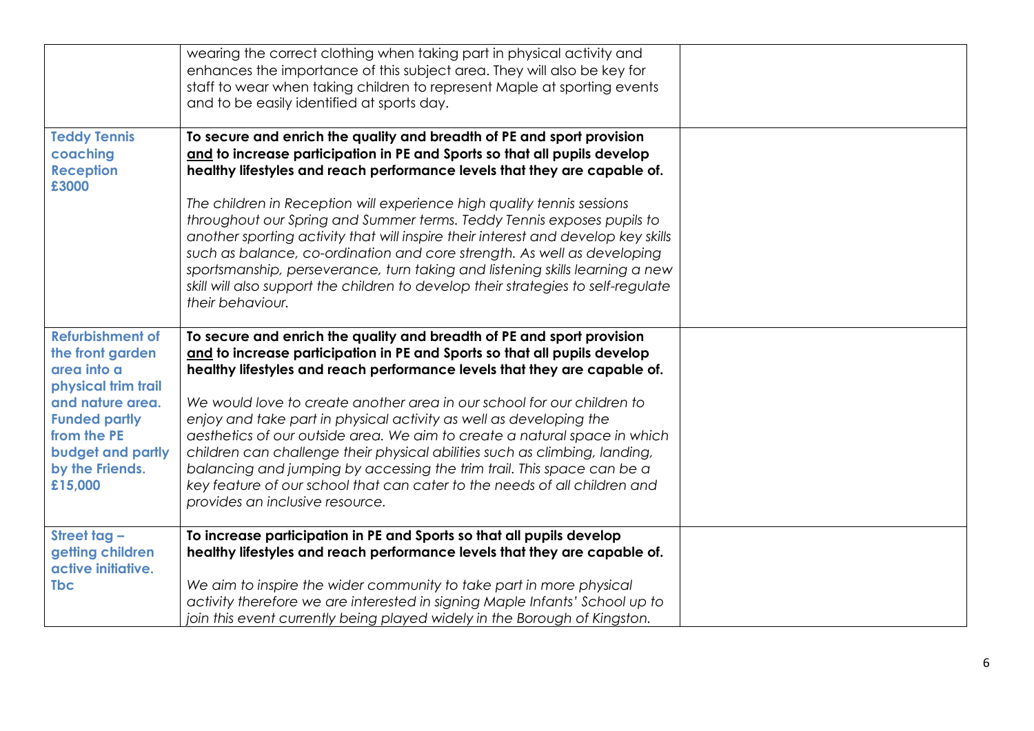| | | |
|---|---|---|
| | wearing the correct clothing when taking part in physical activity and enhances the importance of this subject area. They will also be key for staff to wear when taking children to represent Maple at sporting events and to be easily identified at sports day. | |
| **Teddy Tennis coaching Reception £3000** | **To secure and enrich the quality and breadth of PE and sport provision <u>and</u> to increase participation in PE and Sports so that all pupils develop healthy lifestyles and reach performance levels that they are capable of.**<br><br>*The children in Reception will experience high quality tennis sessions throughout our Spring and Summer terms. Teddy Tennis exposes pupils to another sporting activity that will inspire their interest and develop key skills such as balance, co-ordination and core strength. As well as developing sportsmanship, perseverance, turn taking and listening skills learning a new skill will also support the children to develop their strategies to self-regulate their behaviour.* | |
| **Refurbishment of the front garden area into a physical trim trail and nature area. Funded partly from the PE budget and partly by the Friends. £15,000** | **To secure and enrich the quality and breadth of PE and sport provision <u>and</u> to increase participation in PE and Sports so that all pupils develop healthy lifestyles and reach performance levels that they are capable of.**<br><br>*We would love to create another area in our school for our children to enjoy and take part in physical activity as well as developing the aesthetics of our outside area. We aim to create a natural space in which children can challenge their physical abilities such as climbing, landing, balancing and jumping by accessing the trim trail. This space can be a key feature of our school that can cater to the needs of all children and provides an inclusive resource.* | |
| **Street tag – getting children active initiative. Tbc** | **To increase participation in PE and Sports so that all pupils develop healthy lifestyles and reach performance levels that they are capable of.**<br><br>*We aim to inspire the wider community to take part in more physical activity therefore we are interested in signing Maple Infants' School up to join this event currently being played widely in the Borough of Kingston.* | |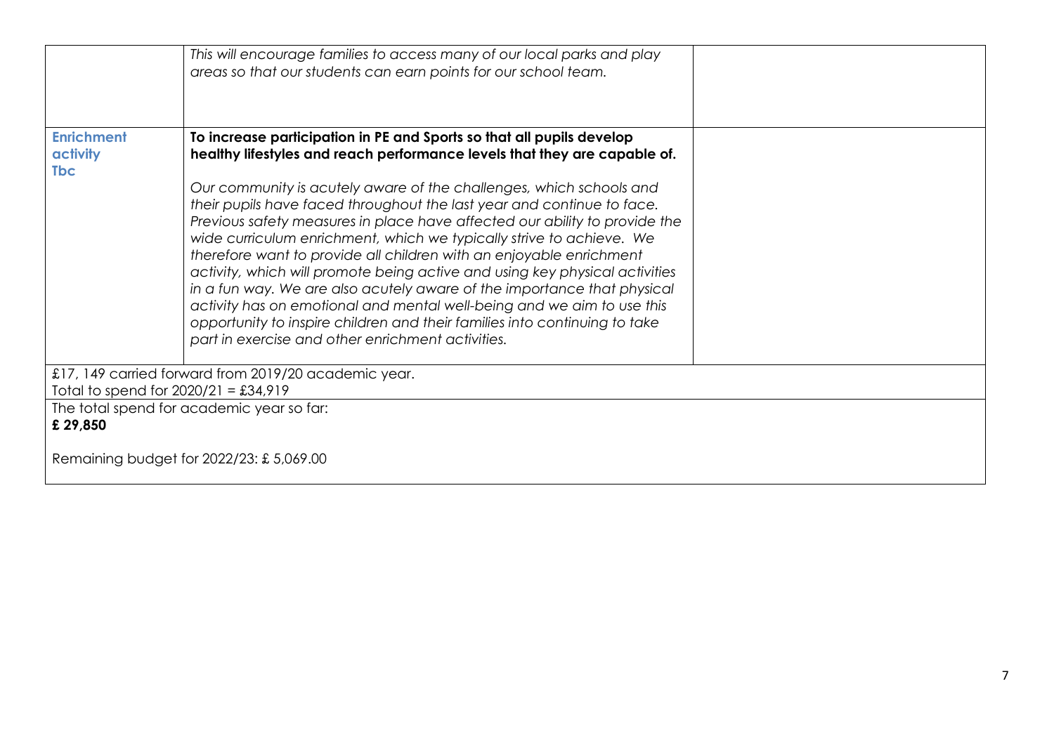| | | |
|---|---|---|
| | *This will encourage families to access many of our local parks and play areas so that our students can earn points for our school team.* | |
| **Enrichment activity Tbc** | **To increase participation in PE and Sports so that all pupils develop healthy lifestyles and reach performance levels that they are capable of.**<br><br>*Our community is acutely aware of the challenges, which schools and their pupils have faced throughout the last year and continue to face. Previous safety measures in place have affected our ability to provide the wide curriculum enrichment, which we typically strive to achieve. We therefore want to provide all children with an enjoyable enrichment activity, which will promote being active and using key physical activities in a fun way. We are also acutely aware of the importance that physical activity has on emotional and mental well-being and we aim to use this opportunity to inspire children and their families into continuing to take part in exercise and other enrichment activities.* | |

£17, 149 carried forward from 2019/20 academic year.
Total to spend for 2020/21 = £34,919

The total spend for academic year so far:
**£ 29,850**

Remaining budget for 2022/23: £ 5,069.00